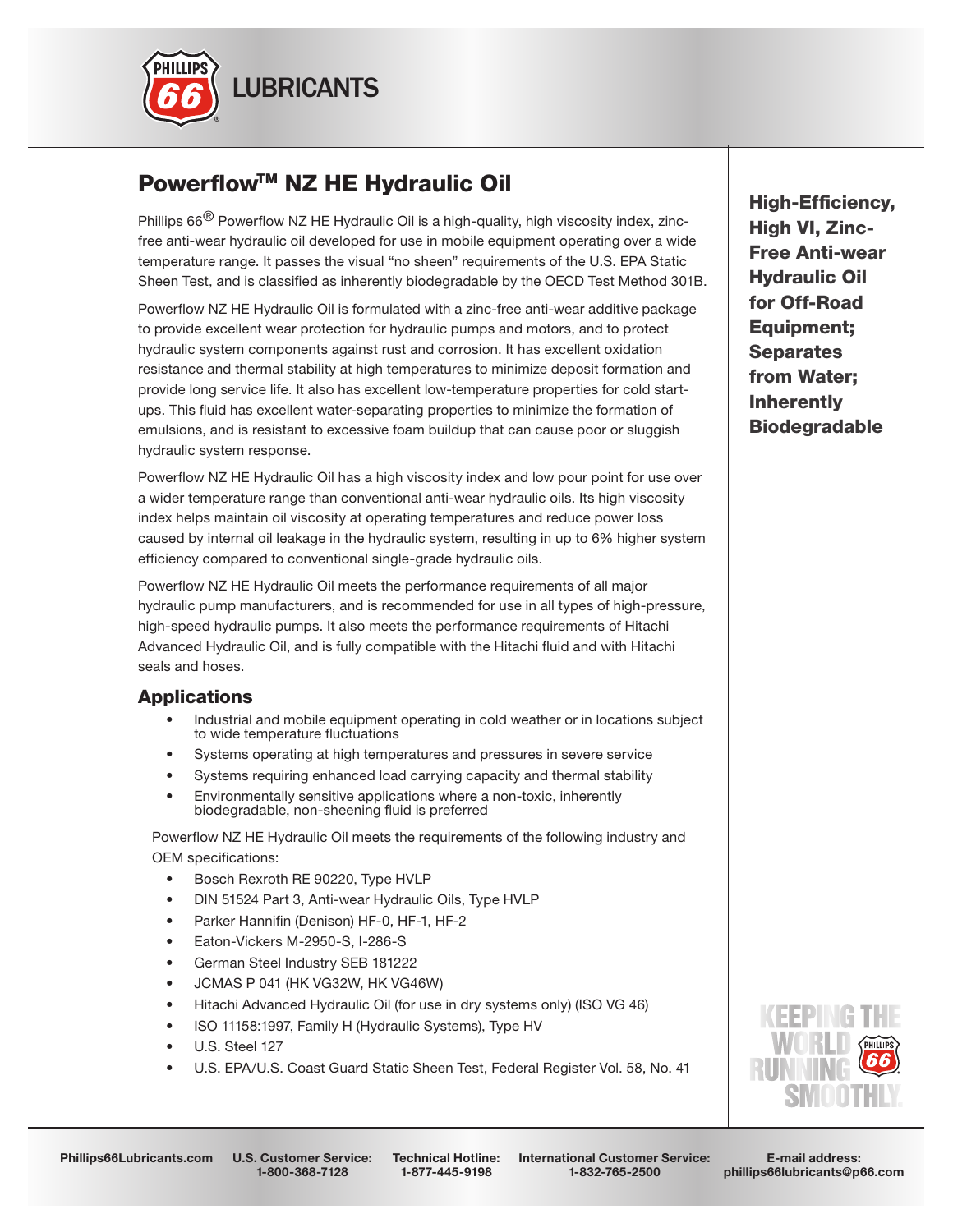# Powerflow™ NZ HE Hydraulic Oil

**High-Efficiency, High VI, Zinc-Free Anti-wear Hydraulic Oil for Off-Road Equipment; Separates from Water; Inherently Biodegradable**

Phillips 66® Powerflow NZ HE Hydraulic Oil is a high-quality, high viscosity index, zinc-free anti-wear hydraulic oil developed for use in mobile equipment operating over a wide temperature range. It passes the visual "no sheen" requirements of the U.S. EPA Static Sheen Test, and is classified as inherently biodegradable by the OECD Test Method 301B.

Powerflow NZ HE Hydraulic Oil is formulated with a zinc-free anti-wear additive package to provide excellent wear protection for hydraulic pumps and motors, and to protect hydraulic system components against rust and corrosion. It has excellent oxidation resistance and thermal stability at high temperatures to minimize deposit formation and provide long service life. It also has excellent low-temperature properties for cold start-ups. This fluid has excellent water-separating properties to minimize the formation of emulsions, and is resistant to excessive foam buildup that can cause poor or sluggish hydraulic system response.

Powerflow NZ HE Hydraulic Oil has a high viscosity index and low pour point for use over a wider temperature range than conventional anti-wear hydraulic oils. Its high viscosity index helps maintain oil viscosity at operating temperatures and reduce power loss caused by internal oil leakage in the hydraulic system, resulting in up to 6% higher system efficiency compared to conventional single-grade hydraulic oils.

Powerflow NZ HE Hydraulic Oil meets the performance requirements of all major hydraulic pump manufacturers, and is recommended for use in all types of high-pressure, high-speed hydraulic pumps. It also meets the performance requirements of Hitachi Advanced Hydraulic Oil, and is fully compatible with the Hitachi fluid and with Hitachi seals and hoses.

## Applications

- Industrial and mobile equipment operating in cold weather or in locations subject to wide temperature fluctuations
- Systems operating at high temperatures and pressures in severe service
- Systems requiring enhanced load carrying capacity and thermal stability
- Environmentally sensitive applications where a non-toxic, inherently biodegradable, non-sheening fluid is preferred

Powerflow NZ HE Hydraulic Oil meets the requirements of the following industry and OEM specifications:

- Bosch Rexroth RE 90220, Type HVLP
- DIN 51524 Part 3, Anti-wear Hydraulic Oils, Type HVLP
- Parker Hannifin (Denison) HF-0, HF-1, HF-2
- Eaton-Vickers M-2950-S, I-286-S
- German Steel Industry SEB 181222
- JCMAS P 041 (HK VG32W, HK VG46W)
- Hitachi Advanced Hydraulic Oil (for use in dry systems only) (ISO VG 46)
- ISO 11158:1997, Family H (Hydraulic Systems), Type HV
- U.S. Steel 127
- U.S. EPA/U.S. Coast Guard Static Sheen Test, Federal Register Vol. 58, No. 41

Phillips66Lubricants.com | U.S. Customer Service: 1-800-368-7128 | Technical Hotline: 1-877-445-9198 | International Customer Service: 1-832-765-2500 | E-mail address: phillips66lubricants@p66.com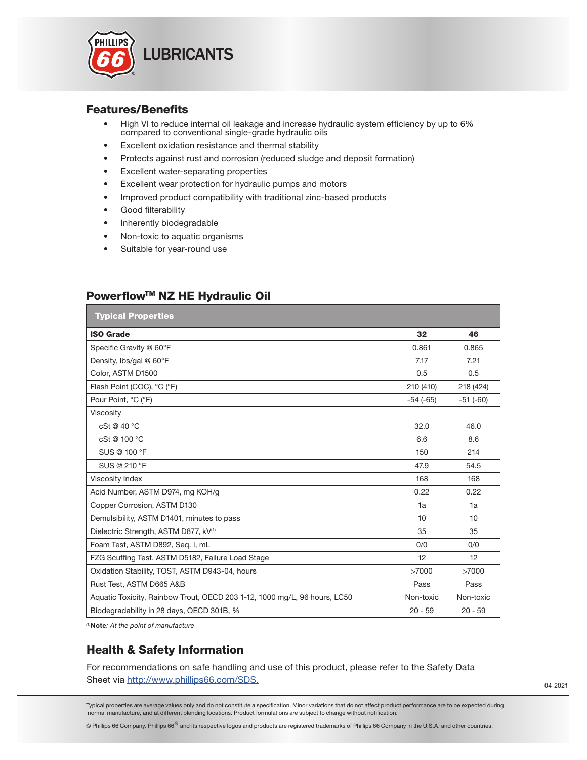## Features/Benefits

- High VI to reduce internal oil leakage and increase hydraulic system efficiency by up to 6% compared to conventional single-grade hydraulic oils
- Excellent oxidation resistance and thermal stability
- Protects against rust and corrosion (reduced sludge and deposit formation)
- Excellent water-separating properties
- Excellent wear protection for hydraulic pumps and motors
- Improved product compatibility with traditional zinc-based products
- Good filterability
- Inherently biodegradable
- Non-toxic to aquatic organisms
- Suitable for year-round use

## Powerflow™ NZ HE Hydraulic Oil

| Typical Properties | | |
|---|---|---|
| **ISO Grade** | **32** | **46** |
| Specific Gravity @ 60°F | 0.861 | 0.865 |
| Density, lbs/gal @ 60°F | 7.17 | 7.21 |
| Color, ASTM D1500 | 0.5 | 0.5 |
| Flash Point (COC), °C (°F) | 210 (410) | 218 (424) |
| Pour Point, °C (°F) | -54 (-65) | -51 (-60) |
| Viscosity | | |
| cSt @ 40 °C | 32.0 | 46.0 |
| cSt @ 100 °C | 6.6 | 8.6 |
| SUS @ 100 °F | 150 | 214 |
| SUS @ 210 °F | 47.9 | 54.5 |
| Viscosity Index | 168 | 168 |
| Acid Number, ASTM D974, mg KOH/g | 0.22 | 0.22 |
| Copper Corrosion, ASTM D130 | 1a | 1a |
| Demulsibility, ASTM D1401, minutes to pass | 10 | 10 |
| Dielectric Strength, ASTM D877, kV[1] | 35 | 35 |
| Foam Test, ASTM D892, Seq. I, mL | 0/0 | 0/0 |
| FZG Scuffing Test, ASTM D5182, Failure Load Stage | 12 | 12 |
| Oxidation Stability, TOST, ASTM D943-04, hours | >7000 | >7000 |
| Rust Test, ASTM D665 A&B | Pass | Pass |
| Aquatic Toxicity, Rainbow Trout, OECD 203 1-12, 1000 mg/L, 96 hours, LC50 | Non-toxic | Non-toxic |
| Biodegradability in 28 days, OECD 301B, % | 20 - 59 | 20 - 59 |

[1]**Note**: *At the point of manufacture*

## Health & Safety Information

For recommendations on safe handling and use of this product, please refer to the Safety Data Sheet via http://www.phillips66.com/SDS.

04-2021

Typical properties are average values only and do not constitute a specification. Minor variations that do not affect product performance are to be expected during normal manufacture, and at different blending locations. Product formulations are subject to change without notification.

© Phillips 66 Company. Phillips 66® and its respective logos and products are registered trademarks of Phillips 66 Company in the U.S.A. and other countries.